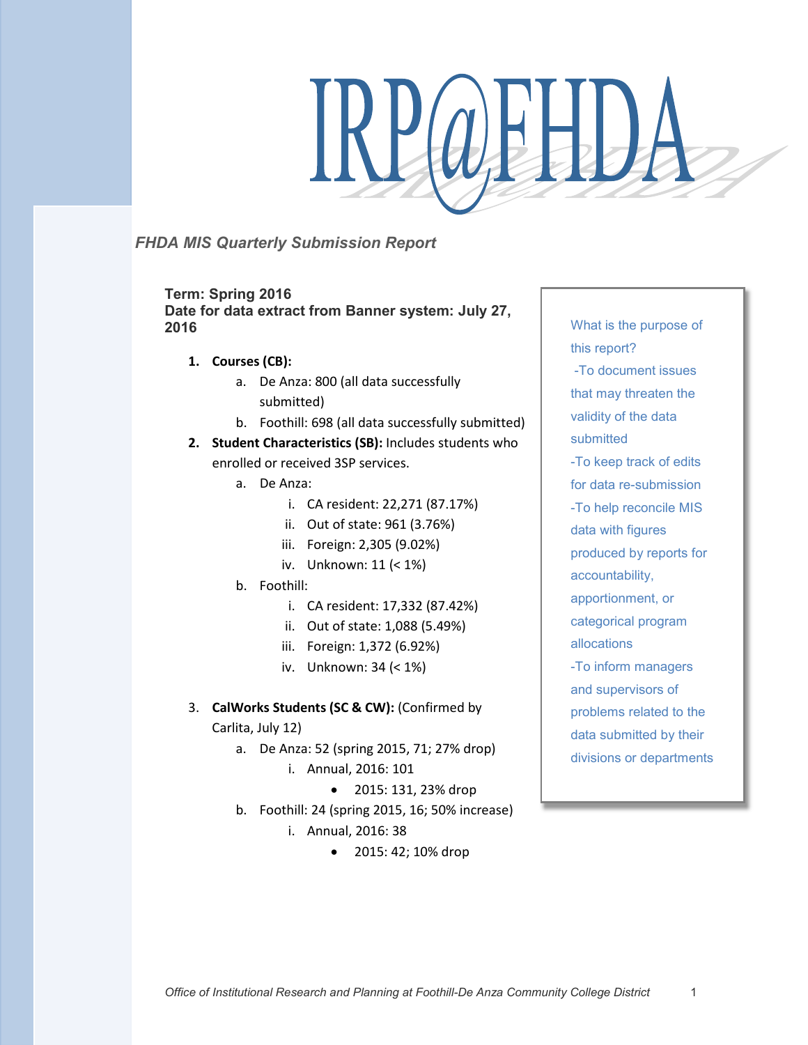# IRP@FHDA

*FHDA MIS Quarterly Submission Report*

**Term: Spring 2016**
**Date for data extract from Banner system: July 27, 2016**

1. **Courses (CB):**
   a. De Anza: 800 (all data successfully submitted)
   b. Foothill: 698 (all data successfully submitted)
2. **Student Characteristics (SB):** Includes students who enrolled or received 3SP services.
   a. De Anza:
      i. CA resident: 22,271 (87.17%)
      ii. Out of state: 961 (3.76%)
      iii. Foreign: 2,305 (9.02%)
      iv. Unknown: 11 (< 1%)
   b. Foothill:
      i. CA resident: 17,332 (87.42%)
      ii. Out of state: 1,088 (5.49%)
      iii. Foreign: 1,372 (6.92%)
      iv. Unknown: 34 (< 1%)
3. **CalWorks Students (SC & CW):** (Confirmed by Carlita, July 12)
   a. De Anza: 52 (spring 2015, 71; 27% drop)
      i. Annual, 2016: 101
         - 2015: 131, 23% drop
   b. Foothill: 24 (spring 2015, 16; 50% increase)
      i. Annual, 2016: 38
         - 2015: 42; 10% drop

What is the purpose of this report?
-To document issues that may threaten the validity of the data submitted
-To keep track of edits for data re-submission
-To help reconcile MIS data with figures produced by reports for accountability, apportionment, or categorical program allocations
-To inform managers and supervisors of problems related to the data submitted by their divisions or departments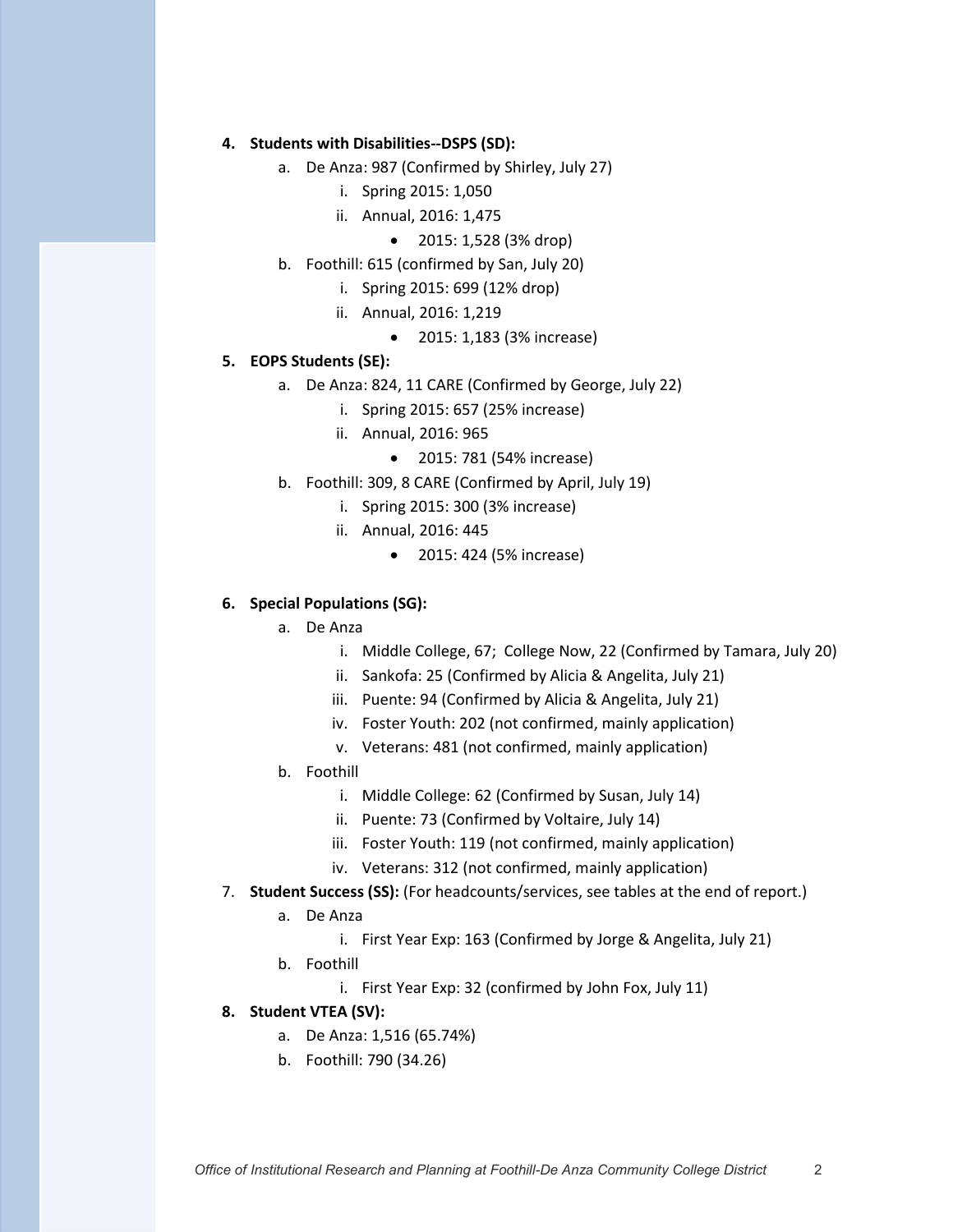4. **Students with Disabilities--DSPS (SD):**
    a. De Anza: 987 (Confirmed by Shirley, July 27)
        i. Spring 2015: 1,050
        ii. Annual, 2016: 1,475
            - 2015: 1,528 (3% drop)
    b. Foothill: 615 (confirmed by San, July 20)
        i. Spring 2015: 699 (12% drop)
        ii. Annual, 2016: 1,219
            - 2015: 1,183 (3% increase)
5. **EOPS Students (SE):**
    a. De Anza: 824, 11 CARE (Confirmed by George, July 22)
        i. Spring 2015: 657 (25% increase)
        ii. Annual, 2016: 965
            - 2015: 781 (54% increase)
    b. Foothill: 309, 8 CARE (Confirmed by April, July 19)
        i. Spring 2015: 300 (3% increase)
        ii. Annual, 2016: 445
            - 2015: 424 (5% increase)
6. **Special Populations (SG):**
    a. De Anza
        i. Middle College, 67; College Now, 22 (Confirmed by Tamara, July 20)
        ii. Sankofa: 25 (Confirmed by Alicia & Angelita, July 21)
        iii. Puente: 94 (Confirmed by Alicia & Angelita, July 21)
        iv. Foster Youth: 202 (not confirmed, mainly application)
        v. Veterans: 481 (not confirmed, mainly application)
    b. Foothill
        i. Middle College: 62 (Confirmed by Susan, July 14)
        ii. Puente: 73 (Confirmed by Voltaire, July 14)
        iii. Foster Youth: 119 (not confirmed, mainly application)
        iv. Veterans: 312 (not confirmed, mainly application)
7. **Student Success (SS):** (For headcounts/services, see tables at the end of report.)
    a. De Anza
        i. First Year Exp: 163 (Confirmed by Jorge & Angelita, July 21)
    b. Foothill
        i. First Year Exp: 32 (confirmed by John Fox, July 11)
8. **Student VTEA (SV):**
    a. De Anza: 1,516 (65.74%)
    b. Foothill: 790 (34.26)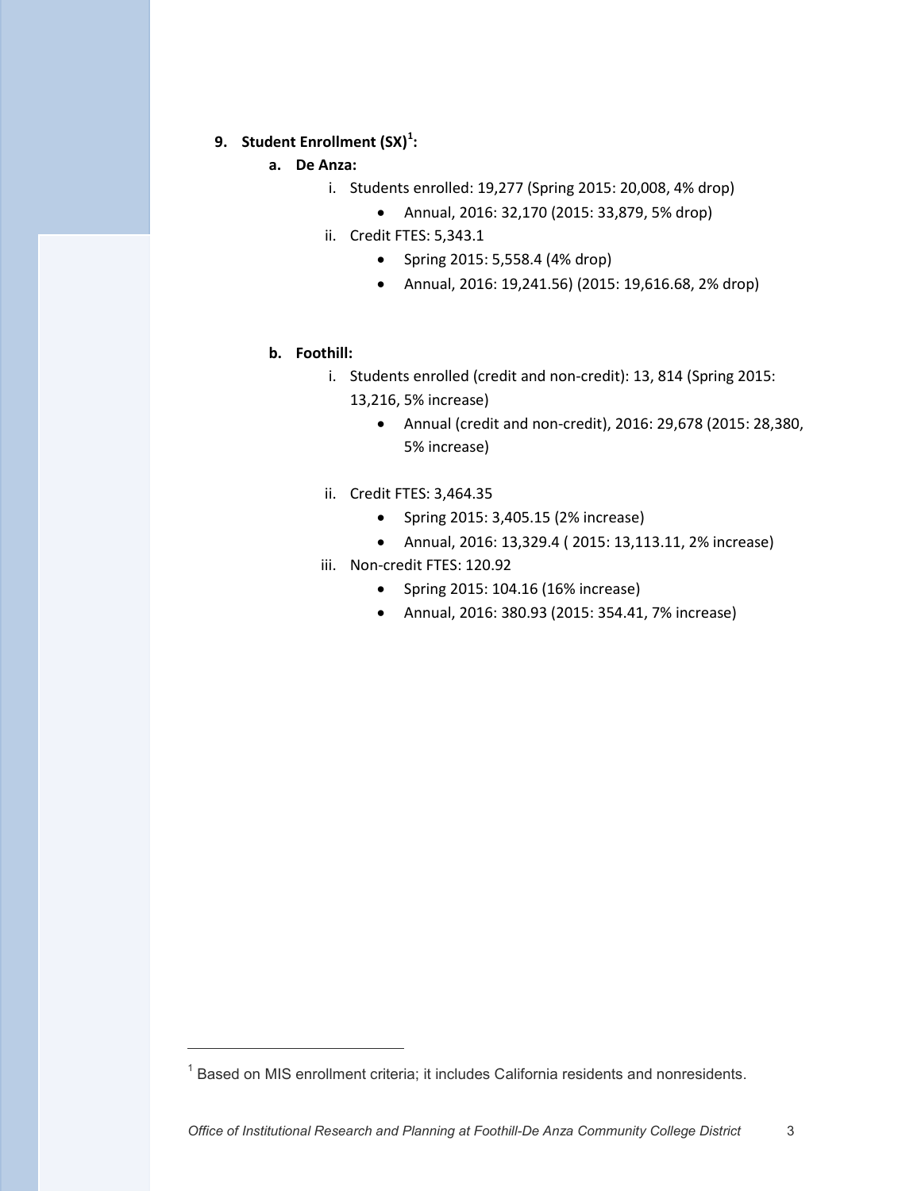9. **Student Enrollment (SX)[1]:**

   a. **De Anza:**

      i. Students enrolled: 19,277 (Spring 2015: 20,008, 4% drop)
         - Annual, 2016: 32,170 (2015: 33,879, 5% drop)

      ii. Credit FTES: 5,343.1
         - Spring 2015: 5,558.4 (4% drop)
         - Annual, 2016: 19,241.56) (2015: 19,616.68, 2% drop)

   b. **Foothill:**

      i. Students enrolled (credit and non-credit): 13, 814 (Spring 2015: 13,216, 5% increase)
         - Annual (credit and non-credit), 2016: 29,678 (2015: 28,380, 5% increase)

      ii. Credit FTES: 3,464.35
         - Spring 2015: 3,405.15 (2% increase)
         - Annual, 2016: 13,329.4 ( 2015: 13,113.11, 2% increase)

      iii. Non-credit FTES: 120.92
         - Spring 2015: 104.16 (16% increase)
         - Annual, 2016: 380.93 (2015: 354.41, 7% increase)

---

[1] Based on MIS enrollment criteria; it includes California residents and nonresidents.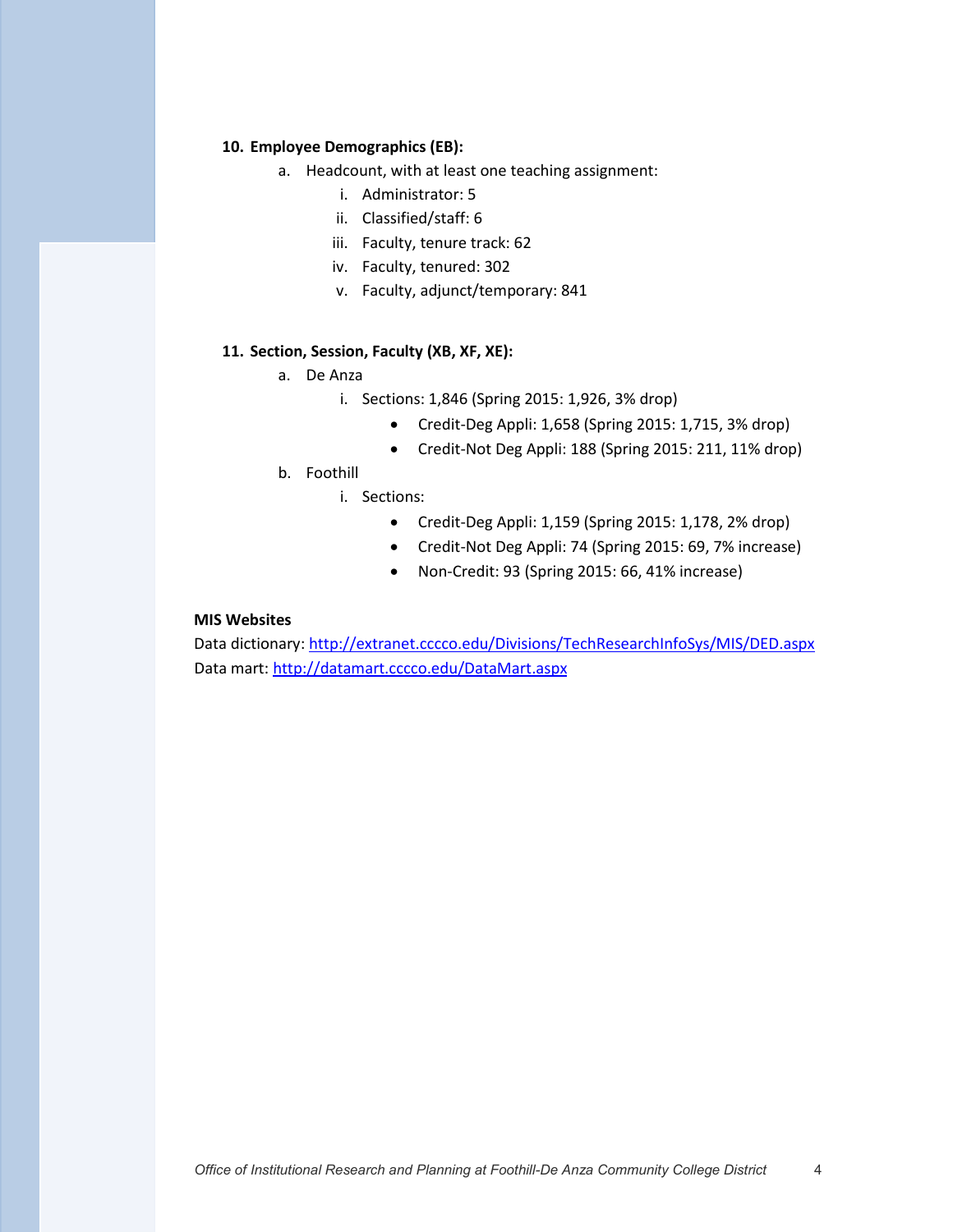**10. Employee Demographics (EB):**

a. Headcount, with at least one teaching assignment:

   i. Administrator: 5

   ii. Classified/staff: 6

   iii. Faculty, tenure track: 62

   iv. Faculty, tenured: 302

   v. Faculty, adjunct/temporary: 841

**11. Section, Session, Faculty (XB, XF, XE):**

a. De Anza

   i. Sections: 1,846 (Spring 2015: 1,926, 3% drop)

      - Credit-Deg Appli: 1,658 (Spring 2015: 1,715, 3% drop)
      - Credit-Not Deg Appli: 188 (Spring 2015: 211, 11% drop)

b. Foothill

   i. Sections:

      - Credit-Deg Appli: 1,159 (Spring 2015: 1,178, 2% drop)
      - Credit-Not Deg Appli: 74 (Spring 2015: 69, 7% increase)
      - Non-Credit: 93 (Spring 2015: 66, 41% increase)

**MIS Websites**

Data dictionary: [http://extranet.cccco.edu/Divisions/TechResearchInfoSys/MIS/DED.aspx](http://extranet.cccco.edu/Divisions/TechResearchInfoSys/MIS/DED.aspx)

Data mart: [http://datamart.cccco.edu/DataMart.aspx](http://datamart.cccco.edu/DataMart.aspx)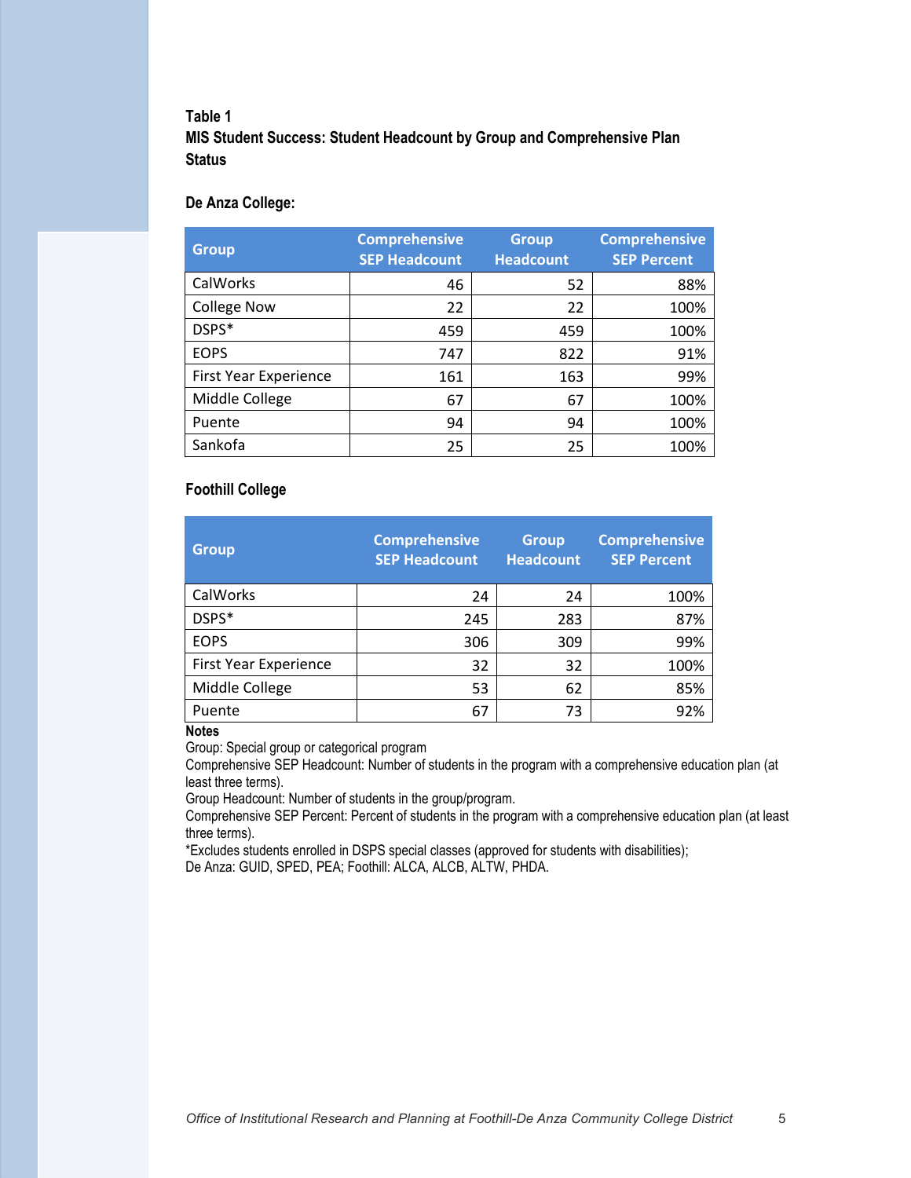**Table 1**
**MIS Student Success: Student Headcount by Group and Comprehensive Plan Status**

**De Anza College:**

| Group | Comprehensive SEP Headcount | Group Headcount | Comprehensive SEP Percent |
|---|---|---|---|
| CalWorks | 46 | 52 | 88% |
| College Now | 22 | 22 | 100% |
| DSPS* | 459 | 459 | 100% |
| EOPS | 747 | 822 | 91% |
| First Year Experience | 161 | 163 | 99% |
| Middle College | 67 | 67 | 100% |
| Puente | 94 | 94 | 100% |
| Sankofa | 25 | 25 | 100% |

**Foothill College**

| Group | Comprehensive SEP Headcount | Group Headcount | Comprehensive SEP Percent |
|---|---|---|---|
| CalWorks | 24 | 24 | 100% |
| DSPS* | 245 | 283 | 87% |
| EOPS | 306 | 309 | 99% |
| First Year Experience | 32 | 32 | 100% |
| Middle College | 53 | 62 | 85% |
| Puente | 67 | 73 | 92% |

**Notes**
Group: Special group or categorical program
Comprehensive SEP Headcount: Number of students in the program with a comprehensive education plan (at least three terms).
Group Headcount: Number of students in the group/program.
Comprehensive SEP Percent: Percent of students in the program with a comprehensive education plan (at least three terms).
*Excludes students enrolled in DSPS special classes (approved for students with disabilities);
De Anza: GUID, SPED, PEA; Foothill: ALCA, ALCB, ALTW, PHDA.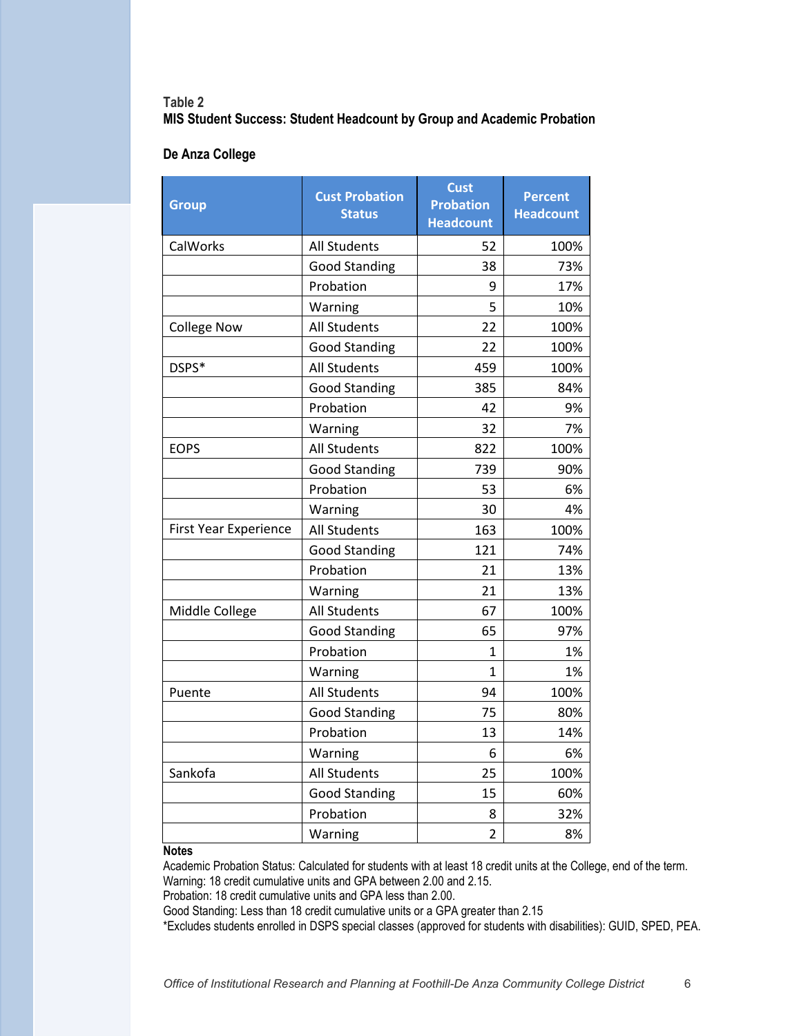Table 2
**MIS Student Success: Student Headcount by Group and Academic Probation**

**De Anza College**

| Group | Cust Probation Status | Cust Probation Headcount | Percent Headcount |
|---|---|---|---|
| CalWorks | All Students | 52 | 100% |
| | Good Standing | 38 | 73% |
| | Probation | 9 | 17% |
| | Warning | 5 | 10% |
| College Now | All Students | 22 | 100% |
| | Good Standing | 22 | 100% |
| DSPS* | All Students | 459 | 100% |
| | Good Standing | 385 | 84% |
| | Probation | 42 | 9% |
| | Warning | 32 | 7% |
| EOPS | All Students | 822 | 100% |
| | Good Standing | 739 | 90% |
| | Probation | 53 | 6% |
| | Warning | 30 | 4% |
| First Year Experience | All Students | 163 | 100% |
| | Good Standing | 121 | 74% |
| | Probation | 21 | 13% |
| | Warning | 21 | 13% |
| Middle College | All Students | 67 | 100% |
| | Good Standing | 65 | 97% |
| | Probation | 1 | 1% |
| | Warning | 1 | 1% |
| Puente | All Students | 94 | 100% |
| | Good Standing | 75 | 80% |
| | Probation | 13 | 14% |
| | Warning | 6 | 6% |
| Sankofa | All Students | 25 | 100% |
| | Good Standing | 15 | 60% |
| | Probation | 8 | 32% |
| | Warning | 2 | 8% |

**Notes**

Academic Probation Status: Calculated for students with at least 18 credit units at the College, end of the term.
Warning: 18 credit cumulative units and GPA between 2.00 and 2.15.
Probation: 18 credit cumulative units and GPA less than 2.00.
Good Standing: Less than 18 credit cumulative units or a GPA greater than 2.15
*Excludes students enrolled in DSPS special classes (approved for students with disabilities): GUID, SPED, PEA.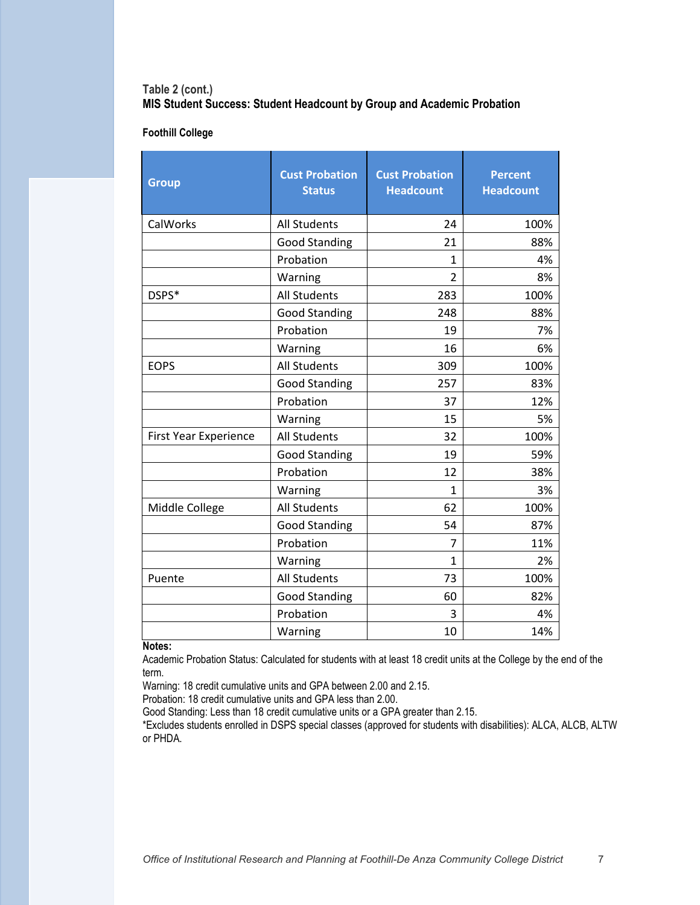Table 2 (cont.)

**MIS Student Success: Student Headcount by Group and Academic Probation**

**Foothill College**

| Group | Cust Probation Status | Cust Probation Headcount | Percent Headcount |
|---|---|---|---|
| CalWorks | All Students | 24 | 100% |
| | Good Standing | 21 | 88% |
| | Probation | 1 | 4% |
| | Warning | 2 | 8% |
| DSPS* | All Students | 283 | 100% |
| | Good Standing | 248 | 88% |
| | Probation | 19 | 7% |
| | Warning | 16 | 6% |
| EOPS | All Students | 309 | 100% |
| | Good Standing | 257 | 83% |
| | Probation | 37 | 12% |
| | Warning | 15 | 5% |
| First Year Experience | All Students | 32 | 100% |
| | Good Standing | 19 | 59% |
| | Probation | 12 | 38% |
| | Warning | 1 | 3% |
| Middle College | All Students | 62 | 100% |
| | Good Standing | 54 | 87% |
| | Probation | 7 | 11% |
| | Warning | 1 | 2% |
| Puente | All Students | 73 | 100% |
| | Good Standing | 60 | 82% |
| | Probation | 3 | 4% |
| | Warning | 10 | 14% |

**Notes:**

Academic Probation Status: Calculated for students with at least 18 credit units at the College by the end of the term.

Warning: 18 credit cumulative units and GPA between 2.00 and 2.15.

Probation: 18 credit cumulative units and GPA less than 2.00.

Good Standing: Less than 18 credit cumulative units or a GPA greater than 2.15.

*Excludes students enrolled in DSPS special classes (approved for students with disabilities): ALCA, ALCB, ALTW or PHDA.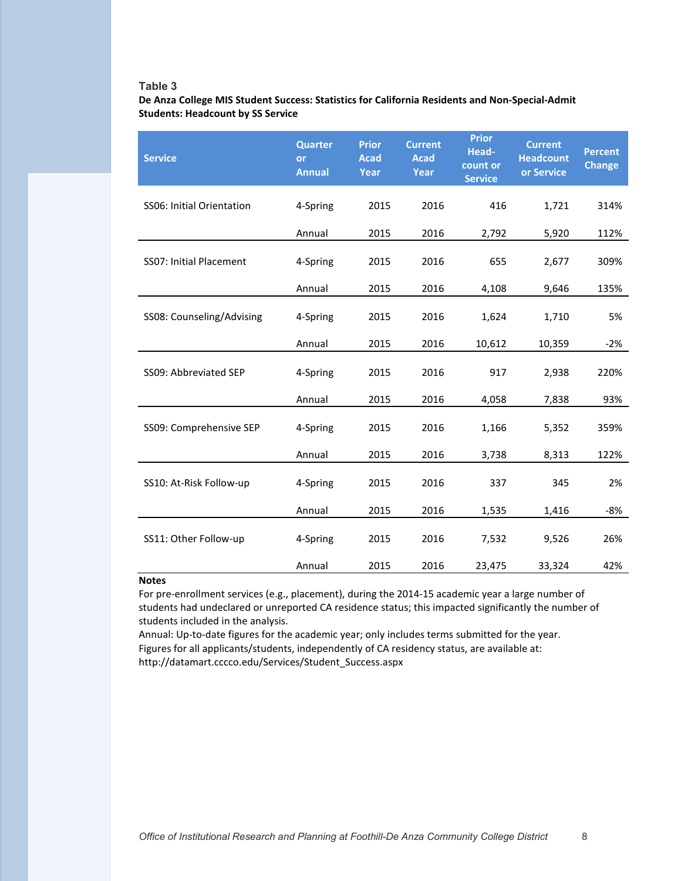**Table 3**

**De Anza College MIS Student Success: Statistics for California Residents and Non-Special-Admit Students: Headcount by SS Service**

| Service | Quarter or Annual | Prior Acad Year | Current Acad Year | Prior Head-count or Service | Current Headcount or Service | Percent Change |
|---|---|---|---|---|---|---|
| SS06: Initial Orientation | 4-Spring | 2015 | 2016 | 416 | 1,721 | 314% |
| | Annual | 2015 | 2016 | 2,792 | 5,920 | 112% |
| SS07: Initial Placement | 4-Spring | 2015 | 2016 | 655 | 2,677 | 309% |
| | Annual | 2015 | 2016 | 4,108 | 9,646 | 135% |
| SS08: Counseling/Advising | 4-Spring | 2015 | 2016 | 1,624 | 1,710 | 5% |
| | Annual | 2015 | 2016 | 10,612 | 10,359 | -2% |
| SS09: Abbreviated SEP | 4-Spring | 2015 | 2016 | 917 | 2,938 | 220% |
| | Annual | 2015 | 2016 | 4,058 | 7,838 | 93% |
| SS09: Comprehensive SEP | 4-Spring | 2015 | 2016 | 1,166 | 5,352 | 359% |
| | Annual | 2015 | 2016 | 3,738 | 8,313 | 122% |
| SS10: At-Risk Follow-up | 4-Spring | 2015 | 2016 | 337 | 345 | 2% |
| | Annual | 2015 | 2016 | 1,535 | 1,416 | -8% |
| SS11: Other Follow-up | 4-Spring | 2015 | 2016 | 7,532 | 9,526 | 26% |
| | Annual | 2015 | 2016 | 23,475 | 33,324 | 42% |

**Notes**

For pre-enrollment services (e.g., placement), during the 2014-15 academic year a large number of students had undeclared or unreported CA residence status; this impacted significantly the number of students included in the analysis.

Annual: Up-to-date figures for the academic year; only includes terms submitted for the year.

Figures for all applicants/students, independently of CA residency status, are available at: http://datamart.cccco.edu/Services/Student_Success.aspx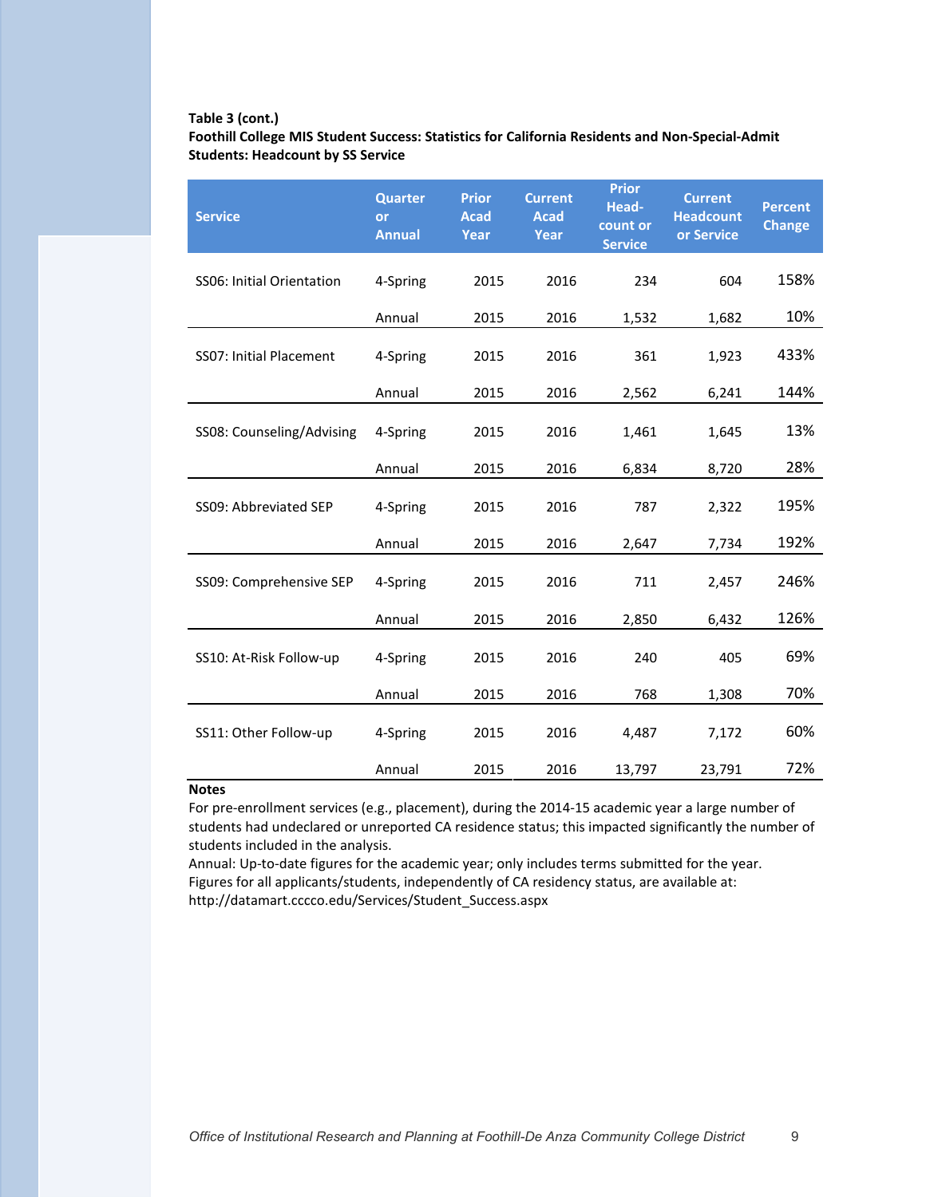**Table 3 (cont.)**
**Foothill College MIS Student Success: Statistics for California Residents and Non-Special-Admit Students: Headcount by SS Service**

| Service | Quarter or Annual | Prior Acad Year | Current Acad Year | Prior Head-count or Service | Current Headcount or Service | Percent Change |
|---|---|---|---|---|---|---|
| SS06: Initial Orientation | 4-Spring | 2015 | 2016 | 234 | 604 | 158% |
| | Annual | 2015 | 2016 | 1,532 | 1,682 | 10% |
| SS07: Initial Placement | 4-Spring | 2015 | 2016 | 361 | 1,923 | 433% |
| | Annual | 2015 | 2016 | 2,562 | 6,241 | 144% |
| SS08: Counseling/Advising | 4-Spring | 2015 | 2016 | 1,461 | 1,645 | 13% |
| | Annual | 2015 | 2016 | 6,834 | 8,720 | 28% |
| SS09: Abbreviated SEP | 4-Spring | 2015 | 2016 | 787 | 2,322 | 195% |
| | Annual | 2015 | 2016 | 2,647 | 7,734 | 192% |
| SS09: Comprehensive SEP | 4-Spring | 2015 | 2016 | 711 | 2,457 | 246% |
| | Annual | 2015 | 2016 | 2,850 | 6,432 | 126% |
| SS10: At-Risk Follow-up | 4-Spring | 2015 | 2016 | 240 | 405 | 69% |
| | Annual | 2015 | 2016 | 768 | 1,308 | 70% |
| SS11: Other Follow-up | 4-Spring | 2015 | 2016 | 4,487 | 7,172 | 60% |
| | Annual | 2015 | 2016 | 13,797 | 23,791 | 72% |

**Notes**
For pre-enrollment services (e.g., placement), during the 2014-15 academic year a large number of students had undeclared or unreported CA residence status; this impacted significantly the number of students included in the analysis.
Annual: Up-to-date figures for the academic year; only includes terms submitted for the year.
Figures for all applicants/students, independently of CA residency status, are available at: http://datamart.cccco.edu/Services/Student_Success.aspx